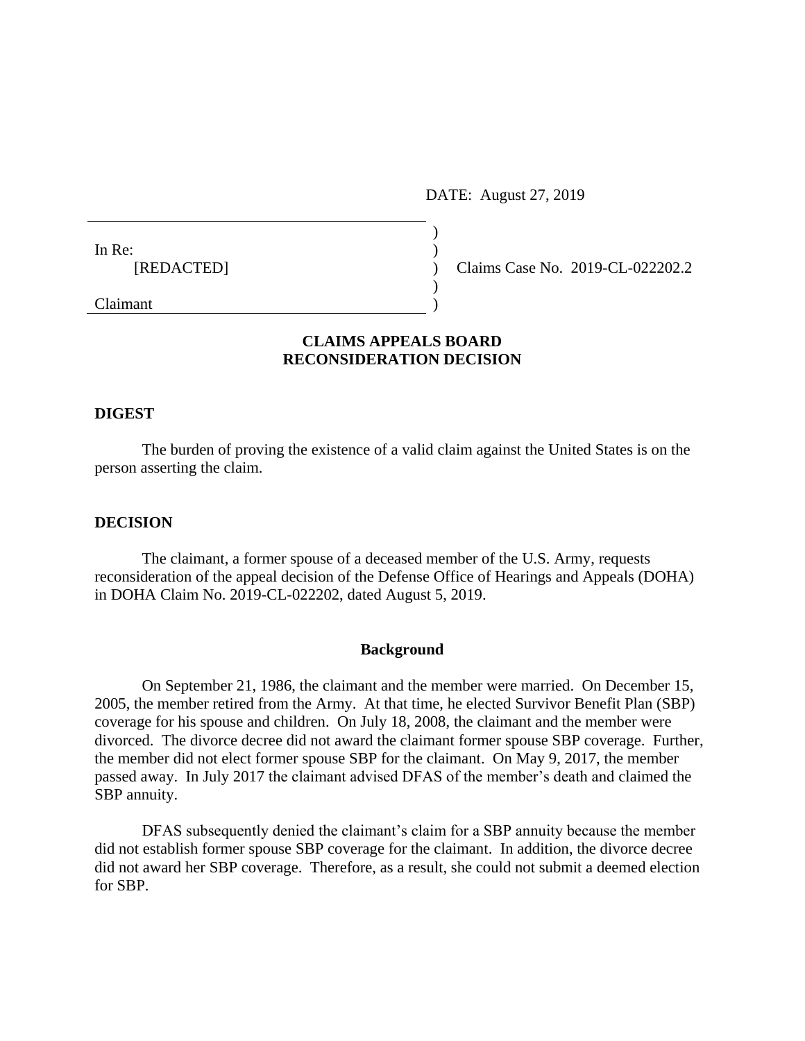DATE: August 27, 2019

In Re:
[REDACTED]

Claimant

Claims Case No. 2019-CL-022202.2

**CLAIMS APPEALS BOARD**
**RECONSIDERATION DECISION**

## DIGEST

The burden of proving the existence of a valid claim against the United States is on the person asserting the claim.

## DECISION

The claimant, a former spouse of a deceased member of the U.S. Army, requests reconsideration of the appeal decision of the Defense Office of Hearings and Appeals (DOHA) in DOHA Claim No. 2019-CL-022202, dated August 5, 2019.

### Background

On September 21, 1986, the claimant and the member were married. On December 15, 2005, the member retired from the Army. At that time, he elected Survivor Benefit Plan (SBP) coverage for his spouse and children. On July 18, 2008, the claimant and the member were divorced. The divorce decree did not award the claimant former spouse SBP coverage. Further, the member did not elect former spouse SBP for the claimant. On May 9, 2017, the member passed away. In July 2017 the claimant advised DFAS of the member's death and claimed the SBP annuity.

DFAS subsequently denied the claimant's claim for a SBP annuity because the member did not establish former spouse SBP coverage for the claimant. In addition, the divorce decree did not award her SBP coverage. Therefore, as a result, she could not submit a deemed election for SBP.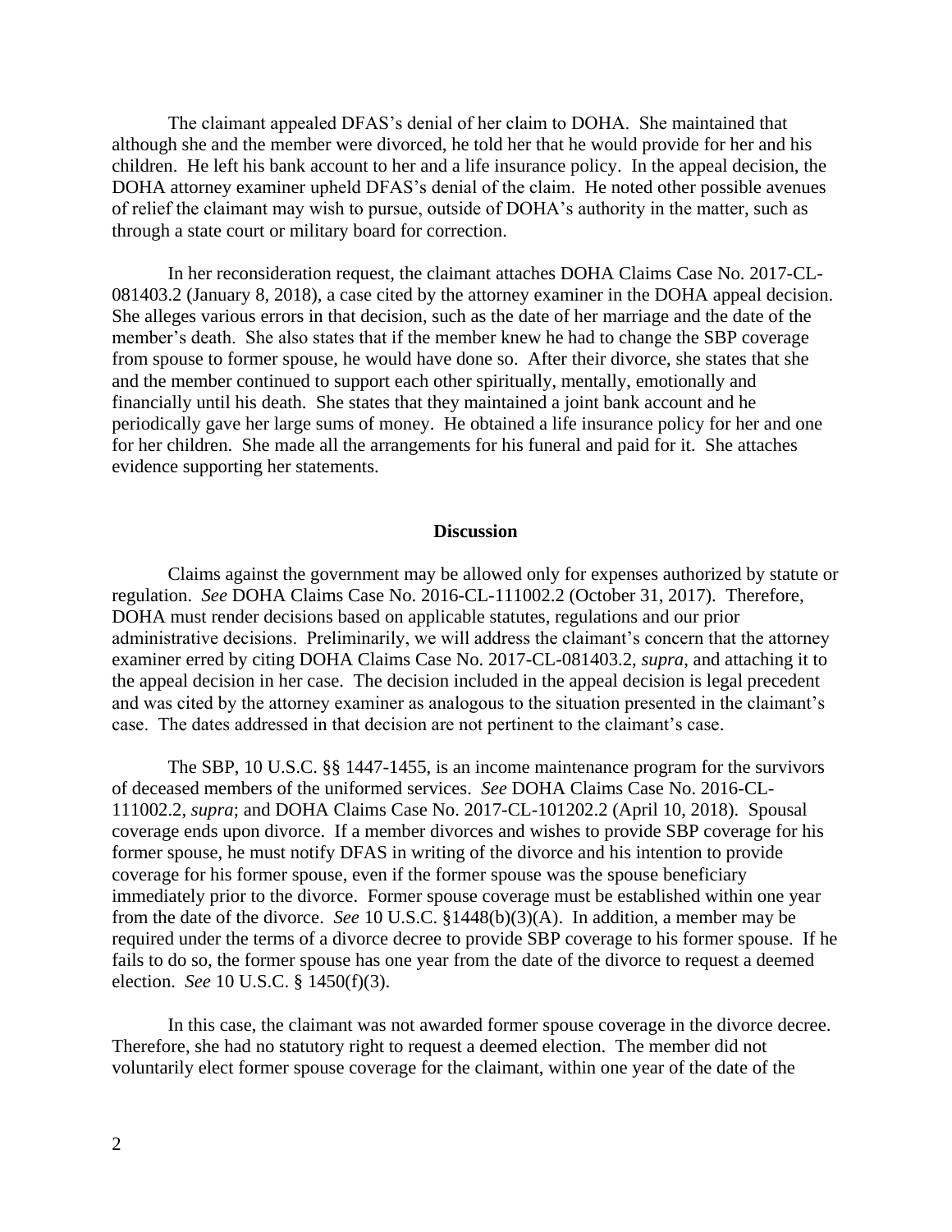The claimant appealed DFAS's denial of her claim to DOHA. She maintained that although she and the member were divorced, he told her that he would provide for her and his children. He left his bank account to her and a life insurance policy. In the appeal decision, the DOHA attorney examiner upheld DFAS's denial of the claim. He noted other possible avenues of relief the claimant may wish to pursue, outside of DOHA's authority in the matter, such as through a state court or military board for correction.

In her reconsideration request, the claimant attaches DOHA Claims Case No. 2017-CL-081403.2 (January 8, 2018), a case cited by the attorney examiner in the DOHA appeal decision. She alleges various errors in that decision, such as the date of her marriage and the date of the member's death. She also states that if the member knew he had to change the SBP coverage from spouse to former spouse, he would have done so. After their divorce, she states that she and the member continued to support each other spiritually, mentally, emotionally and financially until his death. She states that they maintained a joint bank account and he periodically gave her large sums of money. He obtained a life insurance policy for her and one for her children. She made all the arrangements for his funeral and paid for it. She attaches evidence supporting her statements.

**Discussion**

Claims against the government may be allowed only for expenses authorized by statute or regulation. *See* DOHA Claims Case No. 2016-CL-111002.2 (October 31, 2017). Therefore, DOHA must render decisions based on applicable statutes, regulations and our prior administrative decisions. Preliminarily, we will address the claimant's concern that the attorney examiner erred by citing DOHA Claims Case No. 2017-CL-081403.2, *supra*, and attaching it to the appeal decision in her case. The decision included in the appeal decision is legal precedent and was cited by the attorney examiner as analogous to the situation presented in the claimant's case. The dates addressed in that decision are not pertinent to the claimant's case.

The SBP, 10 U.S.C. §§ 1447-1455, is an income maintenance program for the survivors of deceased members of the uniformed services. *See* DOHA Claims Case No. 2016-CL-111002.2, *supra*; and DOHA Claims Case No. 2017-CL-101202.2 (April 10, 2018). Spousal coverage ends upon divorce. If a member divorces and wishes to provide SBP coverage for his former spouse, he must notify DFAS in writing of the divorce and his intention to provide coverage for his former spouse, even if the former spouse was the spouse beneficiary immediately prior to the divorce. Former spouse coverage must be established within one year from the date of the divorce. *See* 10 U.S.C. §1448(b)(3)(A). In addition, a member may be required under the terms of a divorce decree to provide SBP coverage to his former spouse. If he fails to do so, the former spouse has one year from the date of the divorce to request a deemed election. *See* 10 U.S.C. § 1450(f)(3).

In this case, the claimant was not awarded former spouse coverage in the divorce decree. Therefore, she had no statutory right to request a deemed election. The member did not voluntarily elect former spouse coverage for the claimant, within one year of the date of the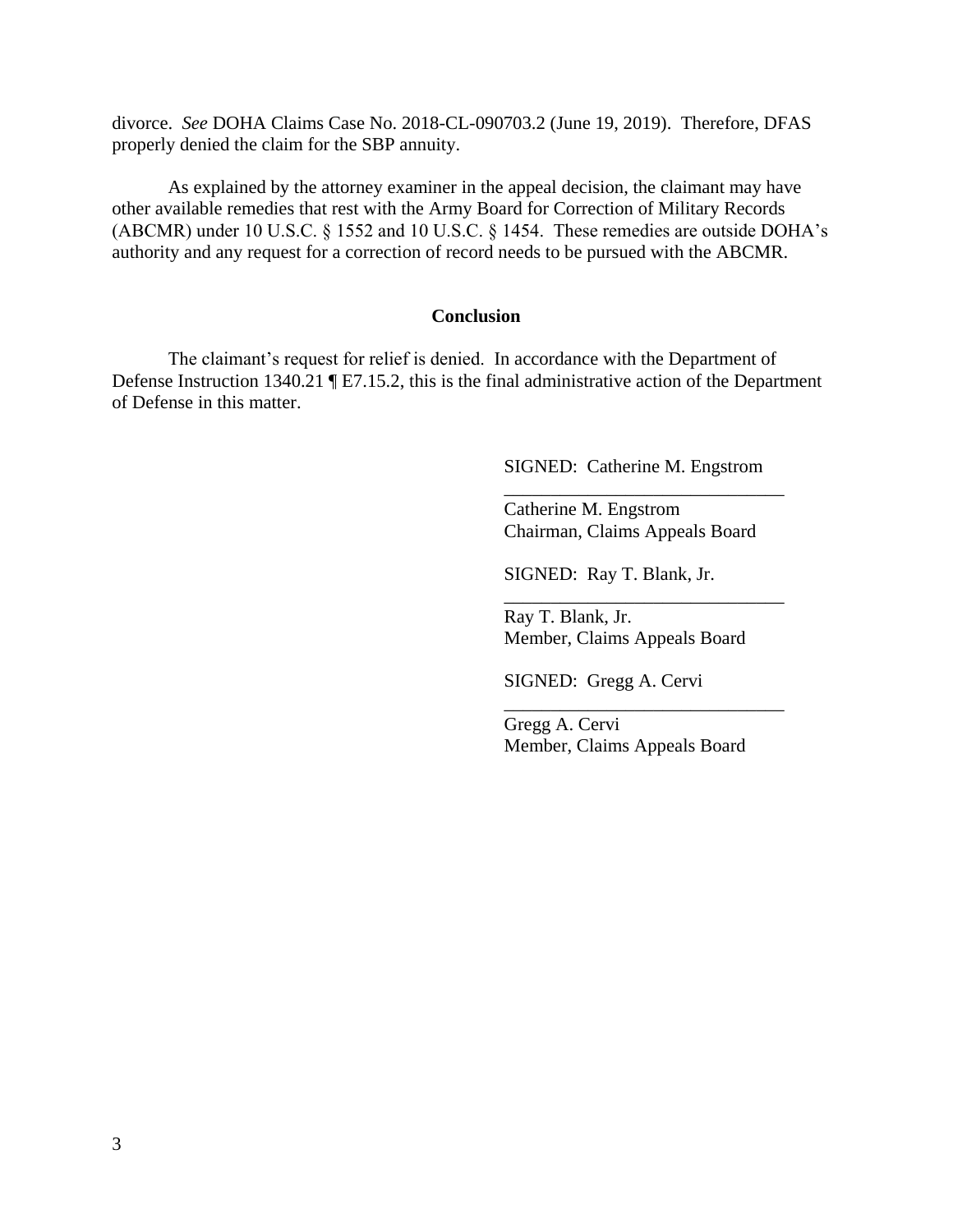divorce. *See* DOHA Claims Case No. 2018-CL-090703.2 (June 19, 2019). Therefore, DFAS properly denied the claim for the SBP annuity.

As explained by the attorney examiner in the appeal decision, the claimant may have other available remedies that rest with the Army Board for Correction of Military Records (ABCMR) under 10 U.S.C. § 1552 and 10 U.S.C. § 1454. These remedies are outside DOHA's authority and any request for a correction of record needs to be pursued with the ABCMR.

## Conclusion

The claimant's request for relief is denied. In accordance with the Department of Defense Instruction 1340.21 ¶ E7.15.2, this is the final administrative action of the Department of Defense in this matter.

SIGNED: Catherine M. Engstrom

______________________________

Catherine M. Engstrom
Chairman, Claims Appeals Board

SIGNED: Ray T. Blank, Jr.

______________________________

Ray T. Blank, Jr.
Member, Claims Appeals Board

SIGNED: Gregg A. Cervi

______________________________

Gregg A. Cervi
Member, Claims Appeals Board